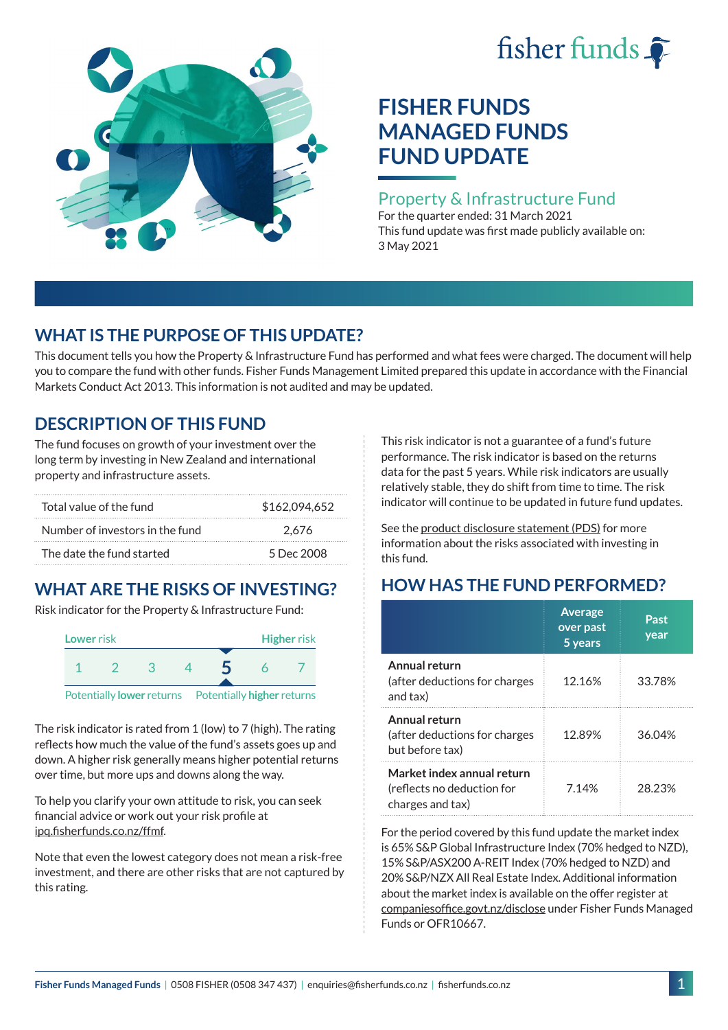fisher funds

# FISHER FUNDS MANAGED FUNDS FUND UPDATE

## Property & Infrastructure Fund

For the quarter ended: 31 March 2021

This fund update was first made publicly available on: 3 May 2021

## WHAT IS THE PURPOSE OF THIS UPDATE?

This document tells you how the Property & Infrastructure Fund has performed and what fees were charged. The document will help you to compare the fund with other funds. Fisher Funds Management Limited prepared this update in accordance with the Financial Markets Conduct Act 2013. This information is not audited and may be updated.

## DESCRIPTION OF THIS FUND

The fund focuses on growth of your investment over the long term by investing in New Zealand and international property and infrastructure assets.

| | |
|---|---|
| Total value of the fund | $162,094,652 |
| Number of investors in the fund | 2,676 |
| The date the fund started | 5 Dec 2008 |

## WHAT ARE THE RISKS OF INVESTING?

Risk indicator for the Property & Infrastructure Fund:

| Lower risk | | | | | | Higher risk |
|---|---|---|---|---|---|---|
| 1 | 2 | 3 | 4 | **5** | 6 | 7 |
| Potentially lower returns | | | | | | Potentially higher returns |

The risk indicator is rated from 1 (low) to 7 (high). The rating reflects how much the value of the fund's assets goes up and down. A higher risk generally means higher potential returns over time, but more ups and downs along the way.

To help you clarify your own attitude to risk, you can seek financial advice or work out your risk profile at ipq.fisherfunds.co.nz/ffmf.

Note that even the lowest category does not mean a risk-free investment, and there are other risks that are not captured by this rating.

This risk indicator is not a guarantee of a fund's future performance. The risk indicator is based on the returns data for the past 5 years. While risk indicators are usually relatively stable, they do shift from time to time. The risk indicator will continue to be updated in future fund updates.

See the product disclosure statement (PDS) for more information about the risks associated with investing in this fund.

## HOW HAS THE FUND PERFORMED?

| | Average over past 5 years | Past year |
|---|---|---|
| **Annual return** (after deductions for charges and tax) | 12.16% | 33.78% |
| **Annual return** (after deductions for charges but before tax) | 12.89% | 36.04% |
| **Market index annual return** (reflects no deduction for charges and tax) | 7.14% | 28.23% |

For the period covered by this fund update the market index is 65% S&P Global Infrastructure Index (70% hedged to NZD), 15% S&P/ASX200 A-REIT Index (70% hedged to NZD) and 20% S&P/NZX All Real Estate Index. Additional information about the market index is available on the offer register at companiesoffice.govt.nz/disclose under Fisher Funds Managed Funds or OFR10667.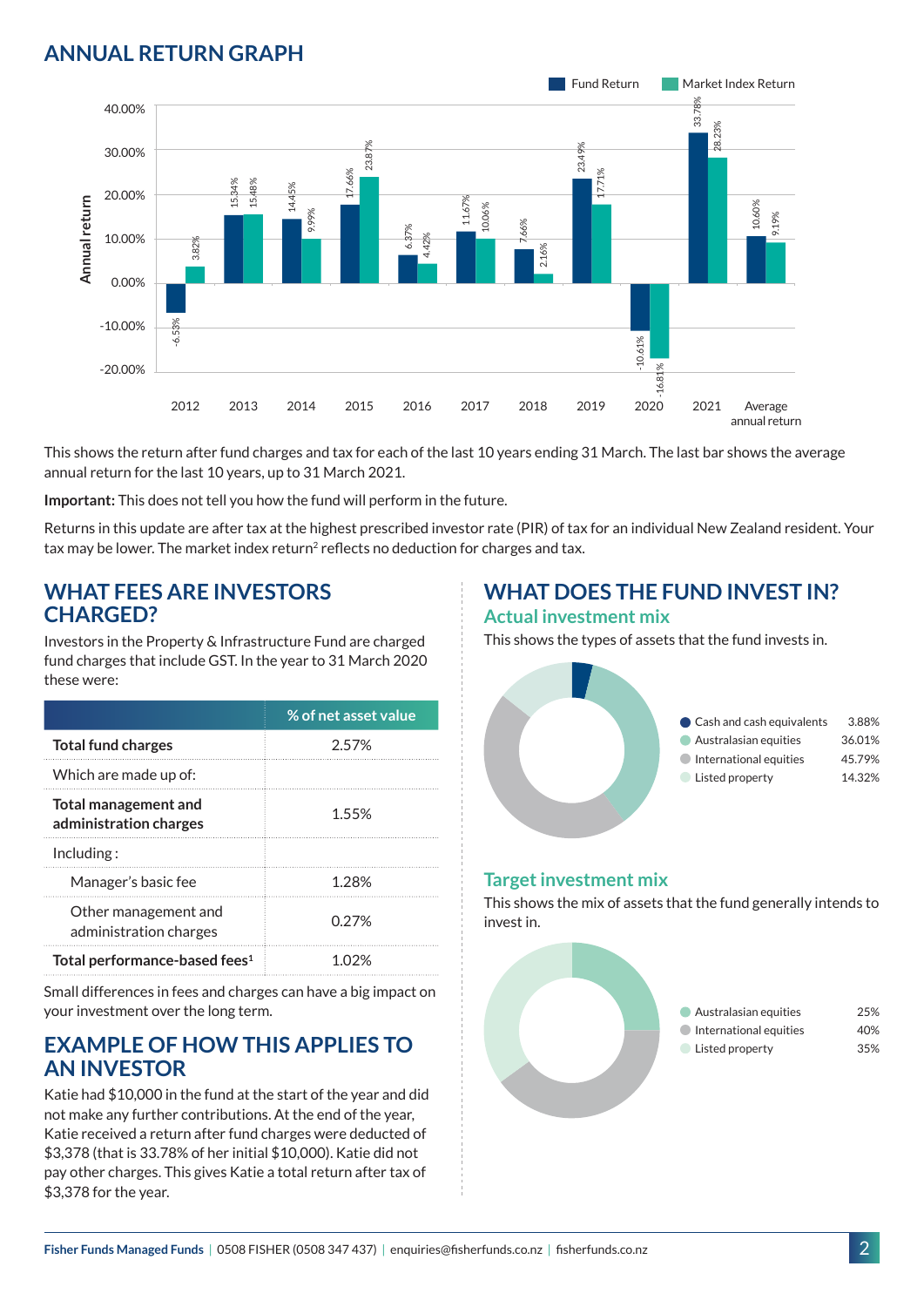## ANNUAL RETURN GRAPH

| Year | Fund Return | Market Index Return |
|---|---|---|
| 2012 | -6.53% | 3.82% |
| 2013 | 15.34% | 15.48% |
| 2014 | 14.45% | 9.99% |
| 2015 | 17.66% | 23.87% |
| 2016 | 6.37% | 4.42% |
| 2017 | 11.67% | 10.06% |
| 2018 | 7.66% | 2.16% |
| 2019 | 23.49% | 17.71% |
| 2020 | -10.61% | -16.81% |
| 2021 | 33.78% | 28.23% |
| Average annual return | 10.60% | 9.19% |

This shows the return after fund charges and tax for each of the last 10 years ending 31 March. The last bar shows the average annual return for the last 10 years, up to 31 March 2021.

**Important:** This does not tell you how the fund will perform in the future.

Returns in this update are after tax at the highest prescribed investor rate (PIR) of tax for an individual New Zealand resident. Your tax may be lower. The market index return[2] reflects no deduction for charges and tax.

## WHAT FEES ARE INVESTORS CHARGED?

Investors in the Property & Infrastructure Fund are charged fund charges that include GST. In the year to 31 March 2020 these were:

| | % of net asset value |
|---|---|
| **Total fund charges** | 2.57% |
| Which are made up of: | |
| **Total management and administration charges** | 1.55% |
| Including : | |
| Manager's basic fee | 1.28% |
| Other management and administration charges | 0.27% |
| **Total performance-based fees[1]** | 1.02% |

Small differences in fees and charges can have a big impact on your investment over the long term.

## EXAMPLE OF HOW THIS APPLIES TO AN INVESTOR

Katie had $10,000 in the fund at the start of the year and did not make any further contributions. At the end of the year, Katie received a return after fund charges were deducted of $3,378 (that is 33.78% of her initial $10,000). Katie did not pay other charges. This gives Katie a total return after tax of $3,378 for the year.

## WHAT DOES THE FUND INVEST IN?

### Actual investment mix

This shows the types of assets that the fund invests in.

| Asset | % |
|---|---|
| Cash and cash equivalents | 3.88% |
| Australasian equities | 36.01% |
| International equities | 45.79% |
| Listed property | 14.32% |

### Target investment mix

This shows the mix of assets that the fund generally intends to invest in.

| Asset | % |
|---|---|
| Australasian equities | 25% |
| International equities | 40% |
| Listed property | 35% |

Fisher Funds Managed Funds | 0508 FISHER (0508 347 437) | enquiries@fisherfunds.co.nz | fisherfunds.co.nz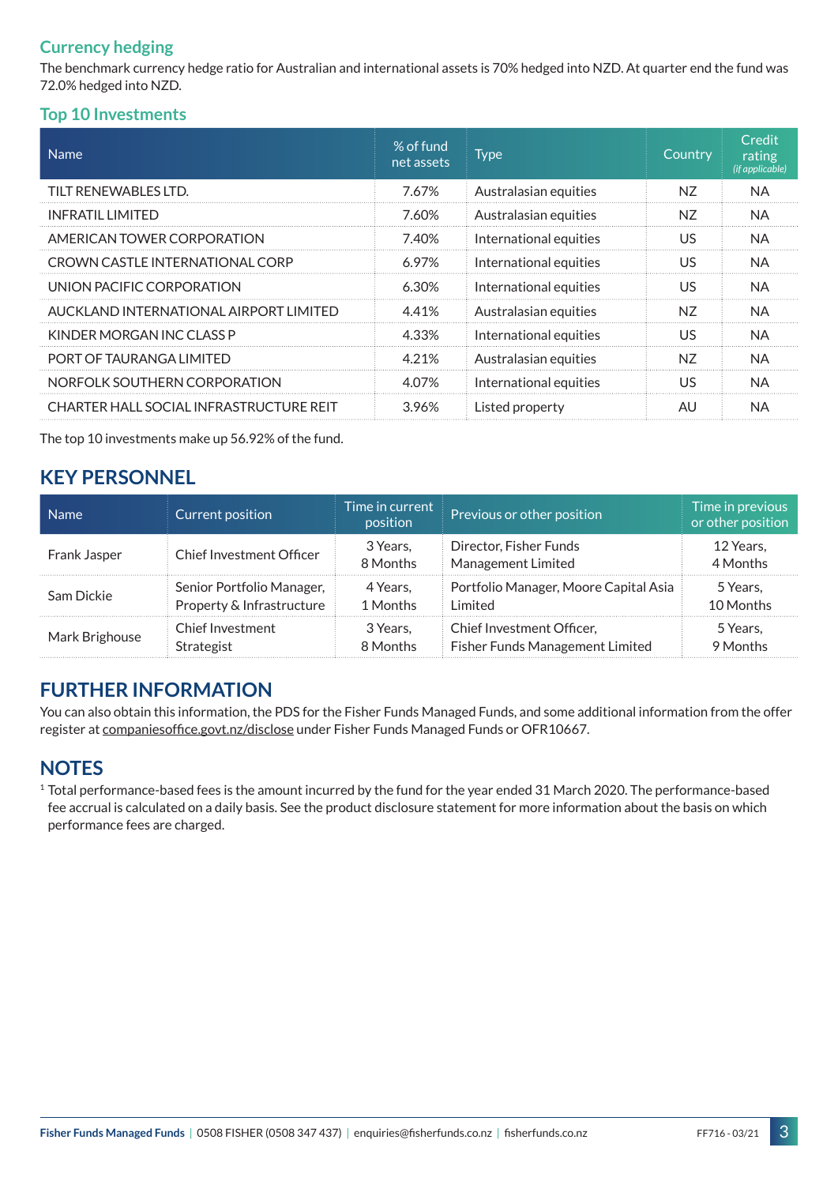## Currency hedging

The benchmark currency hedge ratio for Australian and international assets is 70% hedged into NZD. At quarter end the fund was 72.0% hedged into NZD.

## Top 10 Investments

| Name | % of fund net assets | Type | Country | Credit rating *(if applicable)* |
|---|---|---|---|---|
| TILT RENEWABLES LTD. | 7.67% | Australasian equities | NZ | NA |
| INFRATIL LIMITED | 7.60% | Australasian equities | NZ | NA |
| AMERICAN TOWER CORPORATION | 7.40% | International equities | US | NA |
| CROWN CASTLE INTERNATIONAL CORP | 6.97% | International equities | US | NA |
| UNION PACIFIC CORPORATION | 6.30% | International equities | US | NA |
| AUCKLAND INTERNATIONAL AIRPORT LIMITED | 4.41% | Australasian equities | NZ | NA |
| KINDER MORGAN INC CLASS P | 4.33% | International equities | US | NA |
| PORT OF TAURANGA LIMITED | 4.21% | Australasian equities | NZ | NA |
| NORFOLK SOUTHERN CORPORATION | 4.07% | International equities | US | NA |
| CHARTER HALL SOCIAL INFRASTRUCTURE REIT | 3.96% | Listed property | AU | NA |

The top 10 investments make up 56.92% of the fund.

# KEY PERSONNEL

| Name | Current position | Time in current position | Previous or other position | Time in previous or other position |
|---|---|---|---|---|
| Frank Jasper | Chief Investment Officer | 3 Years, 8 Months | Director, Fisher Funds Management Limited | 12 Years, 4 Months |
| Sam Dickie | Senior Portfolio Manager, Property & Infrastructure | 4 Years, 1 Months | Portfolio Manager, Moore Capital Asia Limited | 5 Years, 10 Months |
| Mark Brighouse | Chief Investment Strategist | 3 Years, 8 Months | Chief Investment Officer, Fisher Funds Management Limited | 5 Years, 9 Months |

# FURTHER INFORMATION

You can also obtain this information, the PDS for the Fisher Funds Managed Funds, and some additional information from the offer register at companiesoffice.govt.nz/disclose under Fisher Funds Managed Funds or OFR10667.

# NOTES

[1] Total performance-based fees is the amount incurred by the fund for the year ended 31 March 2020. The performance-based fee accrual is calculated on a daily basis. See the product disclosure statement for more information about the basis on which performance fees are charged.

Fisher Funds Managed Funds | 0508 FISHER (0508 347 437) | enquiries@fisherfunds.co.nz | fisherfunds.co.nz FF716 - 03/21